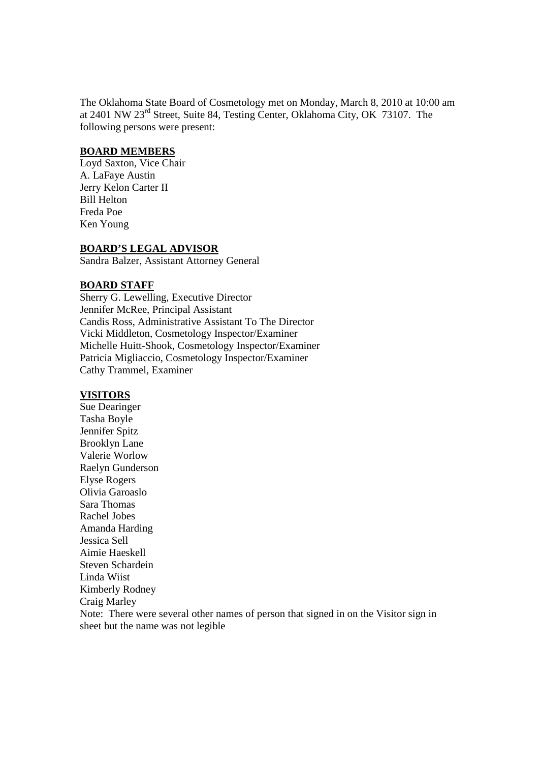The Oklahoma State Board of Cosmetology met on Monday, March 8, 2010 at 10:00 am at 2401 NW 23rd Street, Suite 84, Testing Center, Oklahoma City, OK 73107. The following persons were present:

**BOARD MEMBERS**

Loyd Saxton, Vice Chair
A. LaFaye Austin
Jerry Kelon Carter II
Bill Helton
Freda Poe
Ken Young

**BOARD'S LEGAL ADVISOR**

Sandra Balzer, Assistant Attorney General

**BOARD STAFF**

Sherry G. Lewelling, Executive Director
Jennifer McRee, Principal Assistant
Candis Ross, Administrative Assistant To The Director
Vicki Middleton, Cosmetology Inspector/Examiner
Michelle Huitt-Shook, Cosmetology Inspector/Examiner
Patricia Migliaccio, Cosmetology Inspector/Examiner
Cathy Trammel, Examiner

**VISITORS**

Sue Dearinger
Tasha Boyle
Jennifer Spitz
Brooklyn Lane
Valerie Worlow
Raelyn Gunderson
Elyse Rogers
Olivia Garoaslo
Sara Thomas
Rachel Jobes
Amanda Harding
Jessica Sell
Aimie Haeskell
Steven Schardein
Linda Wiist
Kimberly Rodney
Craig Marley
Note: There were several other names of person that signed in on the Visitor sign in sheet but the name was not legible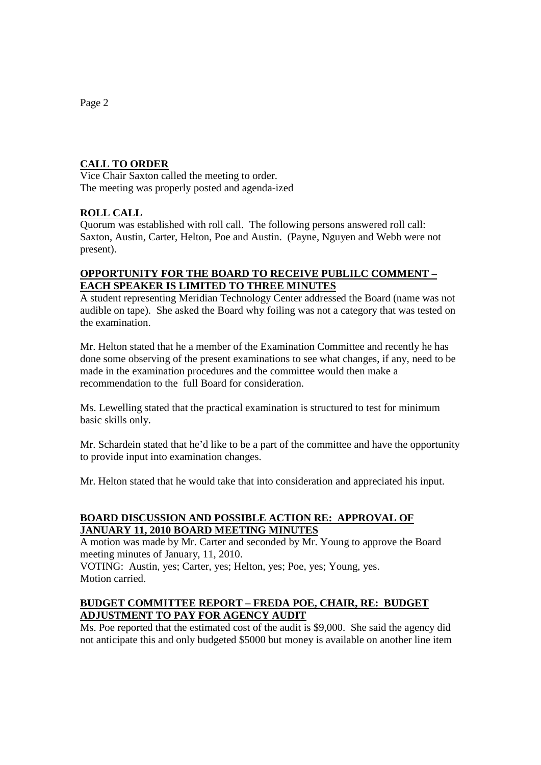## CALL TO ORDER

Vice Chair Saxton called the meeting to order.
The meeting was properly posted and agenda-ized

## ROLL CALL

Quorum was established with roll call. The following persons answered roll call: Saxton, Austin, Carter, Helton, Poe and Austin. (Payne, Nguyen and Webb were not present).

## OPPORTUNITY FOR THE BOARD TO RECEIVE PUBLILC COMMENT – EACH SPEAKER IS LIMITED TO THREE MINUTES

A student representing Meridian Technology Center addressed the Board (name was not audible on tape). She asked the Board why foiling was not a category that was tested on the examination.

Mr. Helton stated that he a member of the Examination Committee and recently he has done some observing of the present examinations to see what changes, if any, need to be made in the examination procedures and the committee would then make a recommendation to the full Board for consideration.

Ms. Lewelling stated that the practical examination is structured to test for minimum basic skills only.

Mr. Schardein stated that he'd like to be a part of the committee and have the opportunity to provide input into examination changes.

Mr. Helton stated that he would take that into consideration and appreciated his input.

## BOARD DISCUSSION AND POSSIBLE ACTION RE: APPROVAL OF JANUARY 11, 2010 BOARD MEETING MINUTES

A motion was made by Mr. Carter and seconded by Mr. Young to approve the Board meeting minutes of January, 11, 2010.
VOTING: Austin, yes; Carter, yes; Helton, yes; Poe, yes; Young, yes.
Motion carried.

## BUDGET COMMITTEE REPORT – FREDA POE, CHAIR, RE: BUDGET ADJUSTMENT TO PAY FOR AGENCY AUDIT

Ms. Poe reported that the estimated cost of the audit is $9,000. She said the agency did not anticipate this and only budgeted $5000 but money is available on another line item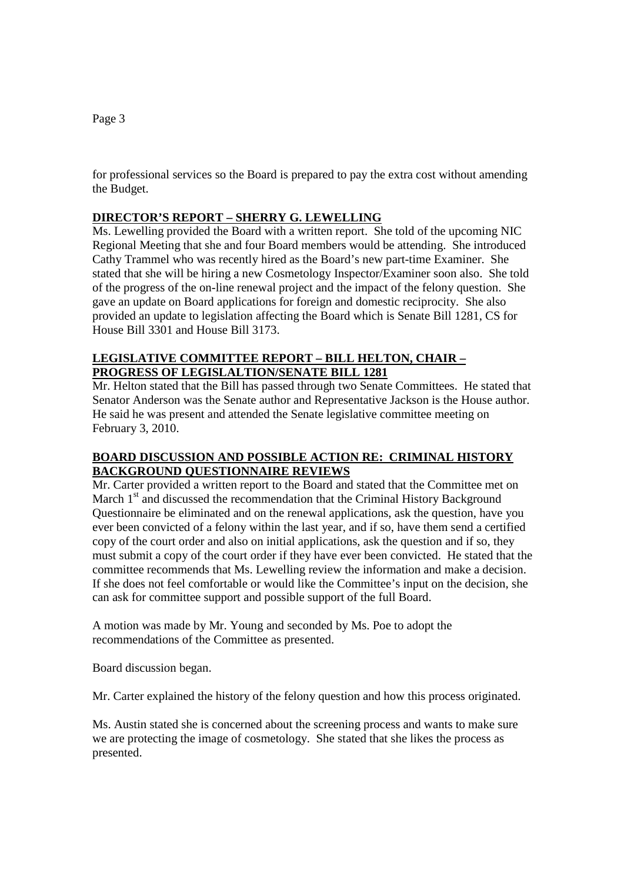for professional services so the Board is prepared to pay the extra cost without amending the Budget.

## DIRECTOR'S REPORT – SHERRY G. LEWELLING

Ms. Lewelling provided the Board with a written report. She told of the upcoming NIC Regional Meeting that she and four Board members would be attending. She introduced Cathy Trammel who was recently hired as the Board's new part-time Examiner. She stated that she will be hiring a new Cosmetology Inspector/Examiner soon also. She told of the progress of the on-line renewal project and the impact of the felony question. She gave an update on Board applications for foreign and domestic reciprocity. She also provided an update to legislation affecting the Board which is Senate Bill 1281, CS for House Bill 3301 and House Bill 3173.

## LEGISLATIVE COMMITTEE REPORT – BILL HELTON, CHAIR – PROGRESS OF LEGISLALTION/SENATE BILL 1281

Mr. Helton stated that the Bill has passed through two Senate Committees. He stated that Senator Anderson was the Senate author and Representative Jackson is the House author. He said he was present and attended the Senate legislative committee meeting on February 3, 2010.

## BOARD DISCUSSION AND POSSIBLE ACTION RE: CRIMINAL HISTORY BACKGROUND QUESTIONNAIRE REVIEWS

Mr. Carter provided a written report to the Board and stated that the Committee met on March 1st and discussed the recommendation that the Criminal History Background Questionnaire be eliminated and on the renewal applications, ask the question, have you ever been convicted of a felony within the last year, and if so, have them send a certified copy of the court order and also on initial applications, ask the question and if so, they must submit a copy of the court order if they have ever been convicted. He stated that the committee recommends that Ms. Lewelling review the information and make a decision. If she does not feel comfortable or would like the Committee's input on the decision, she can ask for committee support and possible support of the full Board.

A motion was made by Mr. Young and seconded by Ms. Poe to adopt the recommendations of the Committee as presented.

Board discussion began.

Mr. Carter explained the history of the felony question and how this process originated.

Ms. Austin stated she is concerned about the screening process and wants to make sure we are protecting the image of cosmetology. She stated that she likes the process as presented.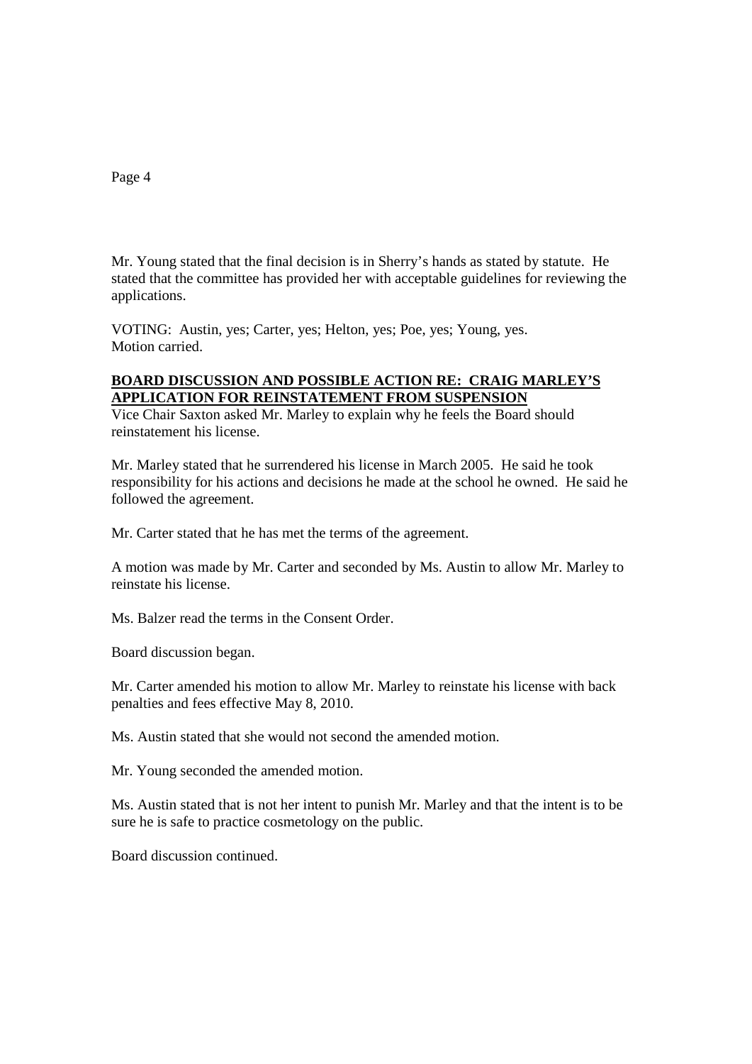Mr. Young stated that the final decision is in Sherry's hands as stated by statute. He stated that the committee has provided her with acceptable guidelines for reviewing the applications.

VOTING: Austin, yes; Carter, yes; Helton, yes; Poe, yes; Young, yes.
Motion carried.

**BOARD DISCUSSION AND POSSIBLE ACTION RE: CRAIG MARLEY'S APPLICATION FOR REINSTATEMENT FROM SUSPENSION**

Vice Chair Saxton asked Mr. Marley to explain why he feels the Board should reinstatement his license.

Mr. Marley stated that he surrendered his license in March 2005. He said he took responsibility for his actions and decisions he made at the school he owned. He said he followed the agreement.

Mr. Carter stated that he has met the terms of the agreement.

A motion was made by Mr. Carter and seconded by Ms. Austin to allow Mr. Marley to reinstate his license.

Ms. Balzer read the terms in the Consent Order.

Board discussion began.

Mr. Carter amended his motion to allow Mr. Marley to reinstate his license with back penalties and fees effective May 8, 2010.

Ms. Austin stated that she would not second the amended motion.

Mr. Young seconded the amended motion.

Ms. Austin stated that is not her intent to punish Mr. Marley and that the intent is to be sure he is safe to practice cosmetology on the public.

Board discussion continued.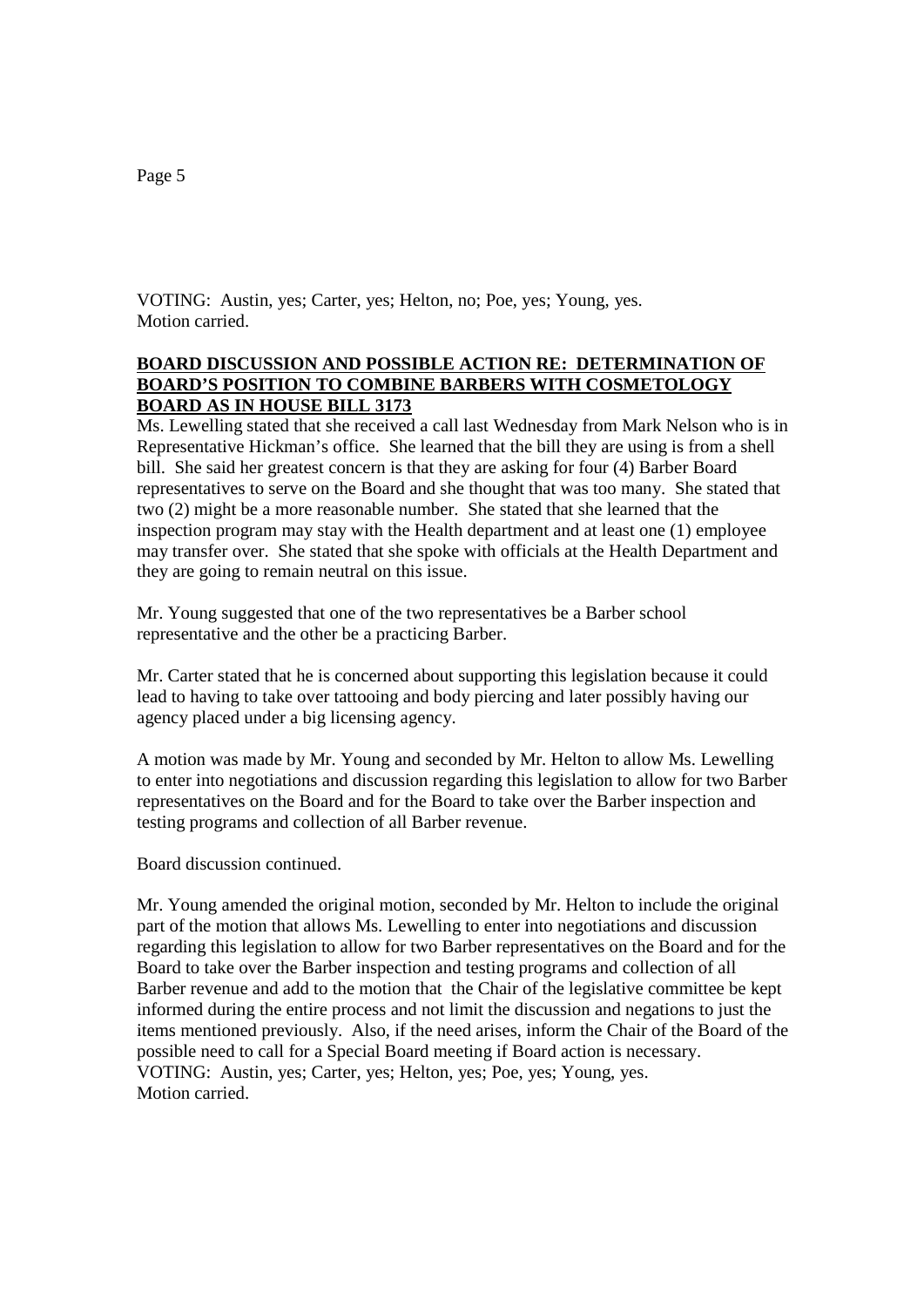VOTING: Austin, yes; Carter, yes; Helton, no; Poe, yes; Young, yes.
Motion carried.

**BOARD DISCUSSION AND POSSIBLE ACTION RE: DETERMINATION OF BOARD'S POSITION TO COMBINE BARBERS WITH COSMETOLOGY BOARD AS IN HOUSE BILL 3173**

Ms. Lewelling stated that she received a call last Wednesday from Mark Nelson who is in Representative Hickman's office. She learned that the bill they are using is from a shell bill. She said her greatest concern is that they are asking for four (4) Barber Board representatives to serve on the Board and she thought that was too many. She stated that two (2) might be a more reasonable number. She stated that she learned that the inspection program may stay with the Health department and at least one (1) employee may transfer over. She stated that she spoke with officials at the Health Department and they are going to remain neutral on this issue.

Mr. Young suggested that one of the two representatives be a Barber school representative and the other be a practicing Barber.

Mr. Carter stated that he is concerned about supporting this legislation because it could lead to having to take over tattooing and body piercing and later possibly having our agency placed under a big licensing agency.

A motion was made by Mr. Young and seconded by Mr. Helton to allow Ms. Lewelling to enter into negotiations and discussion regarding this legislation to allow for two Barber representatives on the Board and for the Board to take over the Barber inspection and testing programs and collection of all Barber revenue.

Board discussion continued.

Mr. Young amended the original motion, seconded by Mr. Helton to include the original part of the motion that allows Ms. Lewelling to enter into negotiations and discussion regarding this legislation to allow for two Barber representatives on the Board and for the Board to take over the Barber inspection and testing programs and collection of all Barber revenue and add to the motion that the Chair of the legislative committee be kept informed during the entire process and not limit the discussion and negations to just the items mentioned previously. Also, if the need arises, inform the Chair of the Board of the possible need to call for a Special Board meeting if Board action is necessary.
VOTING: Austin, yes; Carter, yes; Helton, yes; Poe, yes; Young, yes.
Motion carried.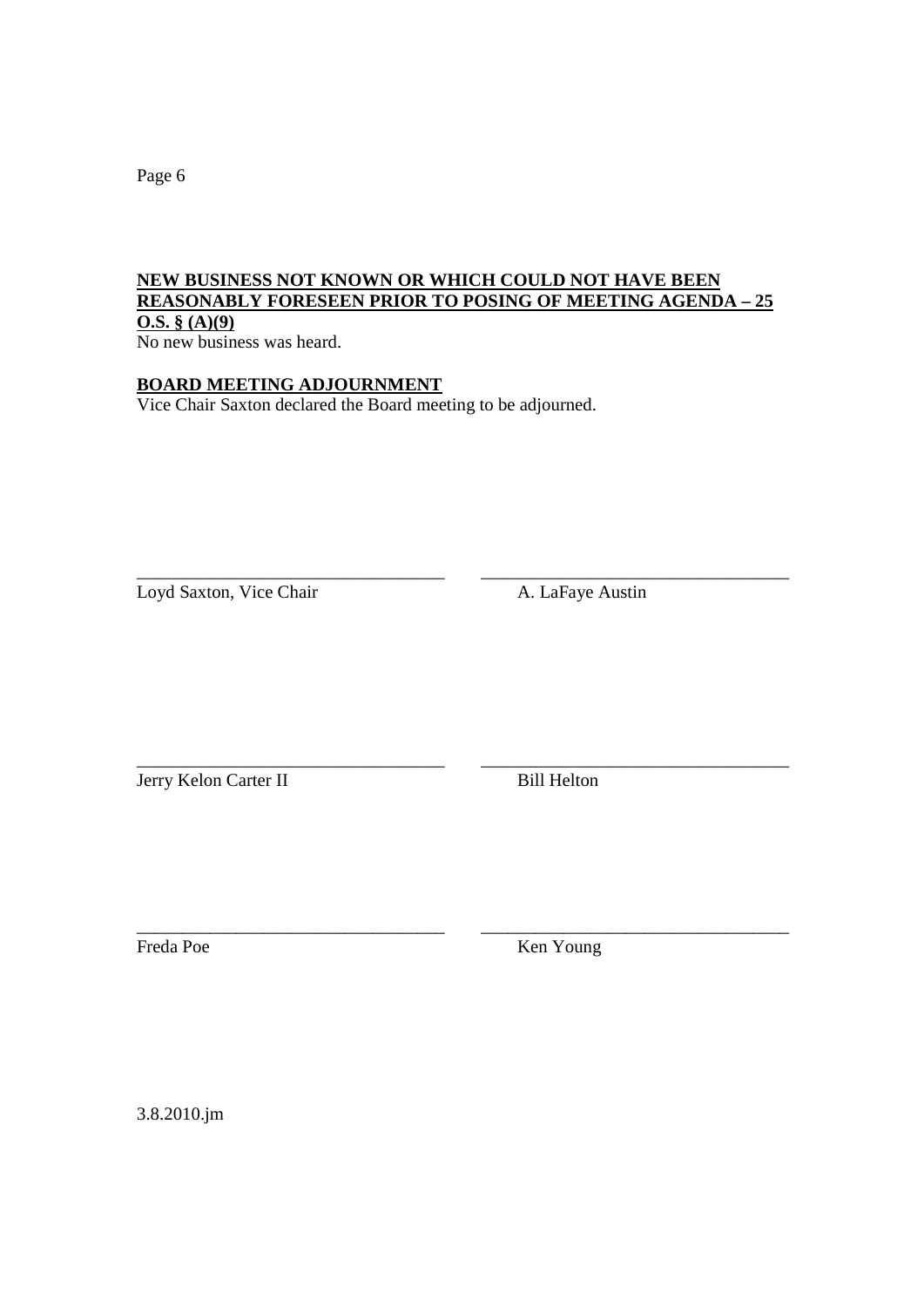**NEW BUSINESS NOT KNOWN OR WHICH COULD NOT HAVE BEEN REASONABLY FORESEEN PRIOR TO POSING OF MEETING AGENDA – 25 O.S. § (A)(9)**

No new business was heard.

**BOARD MEETING ADJOURNMENT**

Vice Chair Saxton declared the Board meeting to be adjourned.

| | |
|---|---|
| \_\_\_\_\_\_\_\_\_\_\_\_\_\_\_\_\_\_\_\_\_\_\_\_\_\_\_\_\_\_\_\_\_\_ | \_\_\_\_\_\_\_\_\_\_\_\_\_\_\_\_\_\_\_\_\_\_\_\_\_\_\_\_\_\_\_\_\_\_ |
| Loyd Saxton, Vice Chair | A. LaFaye Austin |
| \_\_\_\_\_\_\_\_\_\_\_\_\_\_\_\_\_\_\_\_\_\_\_\_\_\_\_\_\_\_\_\_\_\_ | \_\_\_\_\_\_\_\_\_\_\_\_\_\_\_\_\_\_\_\_\_\_\_\_\_\_\_\_\_\_\_\_\_\_ |
| Jerry Kelon Carter II | Bill Helton |
| \_\_\_\_\_\_\_\_\_\_\_\_\_\_\_\_\_\_\_\_\_\_\_\_\_\_\_\_\_\_\_\_\_\_ | \_\_\_\_\_\_\_\_\_\_\_\_\_\_\_\_\_\_\_\_\_\_\_\_\_\_\_\_\_\_\_\_\_\_ |
| Freda Poe | Ken Young |

3.8.2010.jm